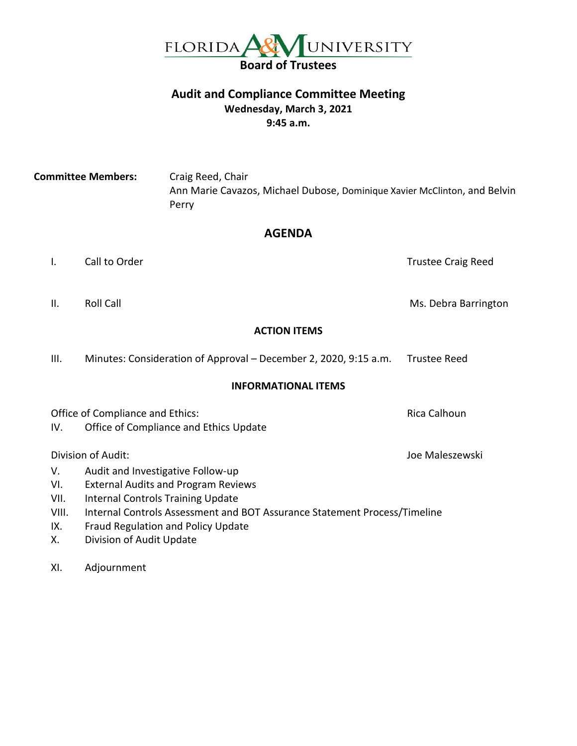# FLORIDA A&M UNIVERSITY
## Board of Trustees

## Audit and Compliance Committee Meeting
**Wednesday, March 3, 2021**
**9:45 a.m.**

**Committee Members:** Craig Reed, Chair
Ann Marie Cavazos, Michael Dubose, Dominique Xavier McClinton, and Belvin Perry

## AGENDA

I. Call to Order — Trustee Craig Reed

II. Roll Call — Ms. Debra Barrington

**ACTION ITEMS**

III. Minutes: Consideration of Approval – December 2, 2020, 9:15 a.m. — Trustee Reed

**INFORMATIONAL ITEMS**

Office of Compliance and Ethics: — Rica Calhoun

IV. Office of Compliance and Ethics Update

Division of Audit: — Joe Maleszewski

V. Audit and Investigative Follow-up
VI. External Audits and Program Reviews
VII. Internal Controls Training Update
VIII. Internal Controls Assessment and BOT Assurance Statement Process/Timeline
IX. Fraud Regulation and Policy Update
X. Division of Audit Update

XI. Adjournment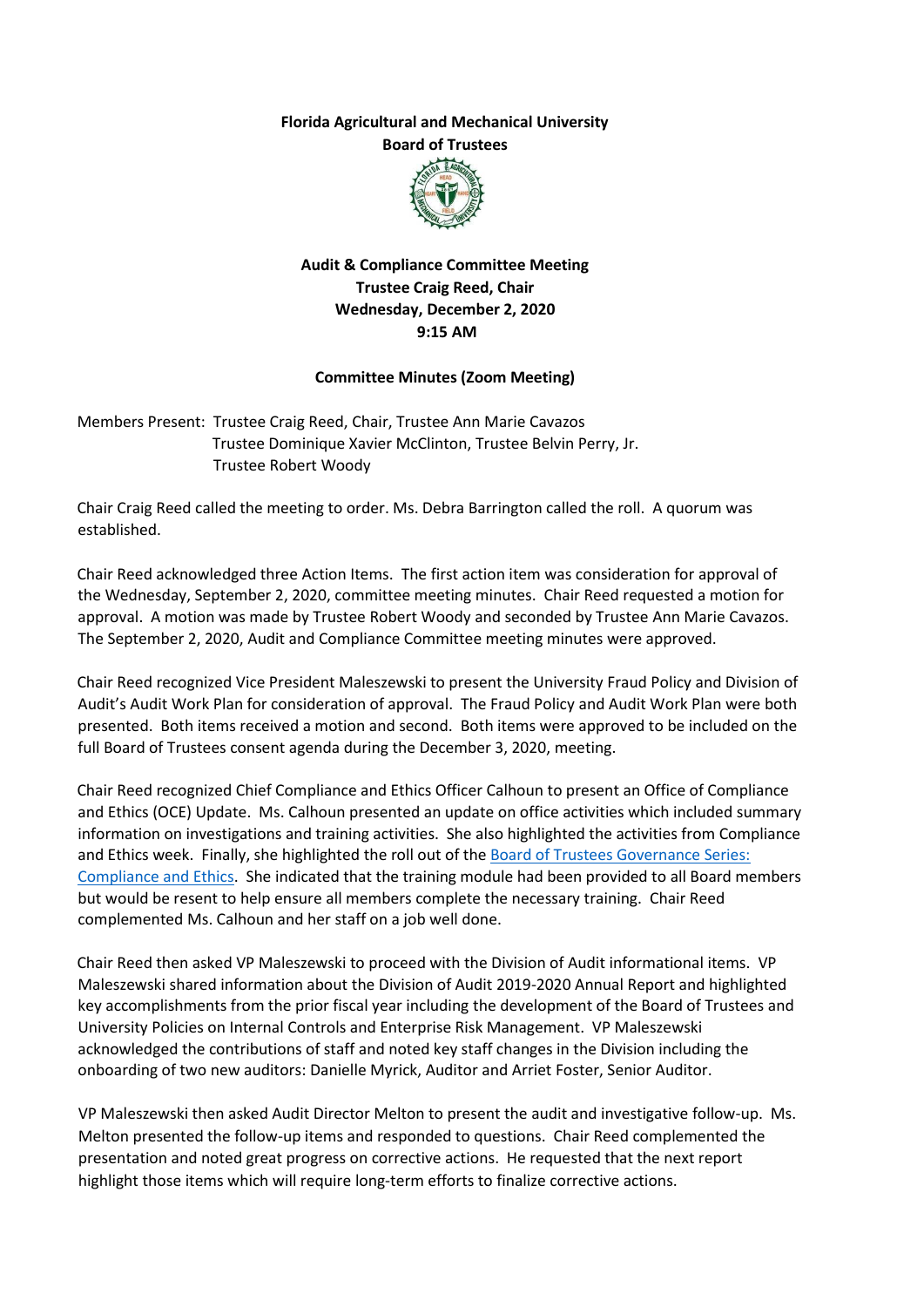**Florida Agricultural and Mechanical University**
**Board of Trustees**

**Audit & Compliance Committee Meeting**
**Trustee Craig Reed, Chair**
**Wednesday, December 2, 2020**
**9:15 AM**

**Committee Minutes (Zoom Meeting)**

Members Present: Trustee Craig Reed, Chair, Trustee Ann Marie Cavazos
Trustee Dominique Xavier McClinton, Trustee Belvin Perry, Jr.
Trustee Robert Woody

Chair Craig Reed called the meeting to order. Ms. Debra Barrington called the roll. A quorum was established.

Chair Reed acknowledged three Action Items. The first action item was consideration for approval of the Wednesday, September 2, 2020, committee meeting minutes. Chair Reed requested a motion for approval. A motion was made by Trustee Robert Woody and seconded by Trustee Ann Marie Cavazos. The September 2, 2020, Audit and Compliance Committee meeting minutes were approved.

Chair Reed recognized Vice President Maleszewski to present the University Fraud Policy and Division of Audit's Audit Work Plan for consideration of approval. The Fraud Policy and Audit Work Plan were both presented. Both items received a motion and second. Both items were approved to be included on the full Board of Trustees consent agenda during the December 3, 2020, meeting.

Chair Reed recognized Chief Compliance and Ethics Officer Calhoun to present an Office of Compliance and Ethics (OCE) Update. Ms. Calhoun presented an update on office activities which included summary information on investigations and training activities. She also highlighted the activities from Compliance and Ethics week. Finally, she highlighted the roll out of the Board of Trustees Governance Series: Compliance and Ethics. She indicated that the training module had been provided to all Board members but would be resent to help ensure all members complete the necessary training. Chair Reed complemented Ms. Calhoun and her staff on a job well done.

Chair Reed then asked VP Maleszewski to proceed with the Division of Audit informational items. VP Maleszewski shared information about the Division of Audit 2019-2020 Annual Report and highlighted key accomplishments from the prior fiscal year including the development of the Board of Trustees and University Policies on Internal Controls and Enterprise Risk Management. VP Maleszewski acknowledged the contributions of staff and noted key staff changes in the Division including the onboarding of two new auditors: Danielle Myrick, Auditor and Arriet Foster, Senior Auditor.

VP Maleszewski then asked Audit Director Melton to present the audit and investigative follow-up. Ms. Melton presented the follow-up items and responded to questions. Chair Reed complemented the presentation and noted great progress on corrective actions. He requested that the next report highlight those items which will require long-term efforts to finalize corrective actions.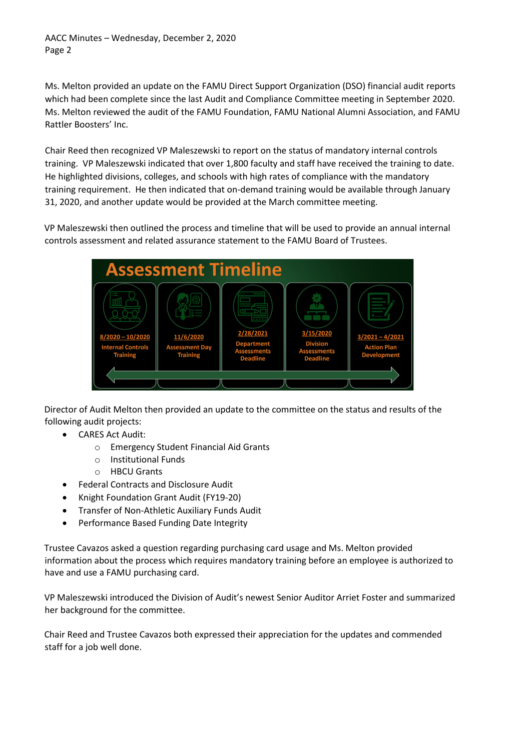Ms. Melton provided an update on the FAMU Direct Support Organization (DSO) financial audit reports which had been complete since the last Audit and Compliance Committee meeting in September 2020. Ms. Melton reviewed the audit of the FAMU Foundation, FAMU National Alumni Association, and FAMU Rattler Boosters' Inc.

Chair Reed then recognized VP Maleszewski to report on the status of mandatory internal controls training. VP Maleszewski indicated that over 1,800 faculty and staff have received the training to date. He highlighted divisions, colleges, and schools with high rates of compliance with the mandatory training requirement. He then indicated that on-demand training would be available through January 31, 2020, and another update would be provided at the March committee meeting.

VP Maleszewski then outlined the process and timeline that will be used to provide an annual internal controls assessment and related assurance statement to the FAMU Board of Trustees.

**Assessment Timeline**

| 8/2020 – 10/2020 | 11/6/2020 | 2/28/2021 | 3/15/2020 | 3/2021 – 4/2021 |
|---|---|---|---|---|
| Internal Controls Training | Assessment Day Training | Department Assessments Deadline | Division Assessments Deadline | Action Plan Development |

Director of Audit Melton then provided an update to the committee on the status and results of the following audit projects:

- CARES Act Audit:
  - Emergency Student Financial Aid Grants
  - Institutional Funds
  - HBCU Grants
- Federal Contracts and Disclosure Audit
- Knight Foundation Grant Audit (FY19-20)
- Transfer of Non-Athletic Auxiliary Funds Audit
- Performance Based Funding Date Integrity

Trustee Cavazos asked a question regarding purchasing card usage and Ms. Melton provided information about the process which requires mandatory training before an employee is authorized to have and use a FAMU purchasing card.

VP Maleszewski introduced the Division of Audit's newest Senior Auditor Arriet Foster and summarized her background for the committee.

Chair Reed and Trustee Cavazos both expressed their appreciation for the updates and commended staff for a job well done.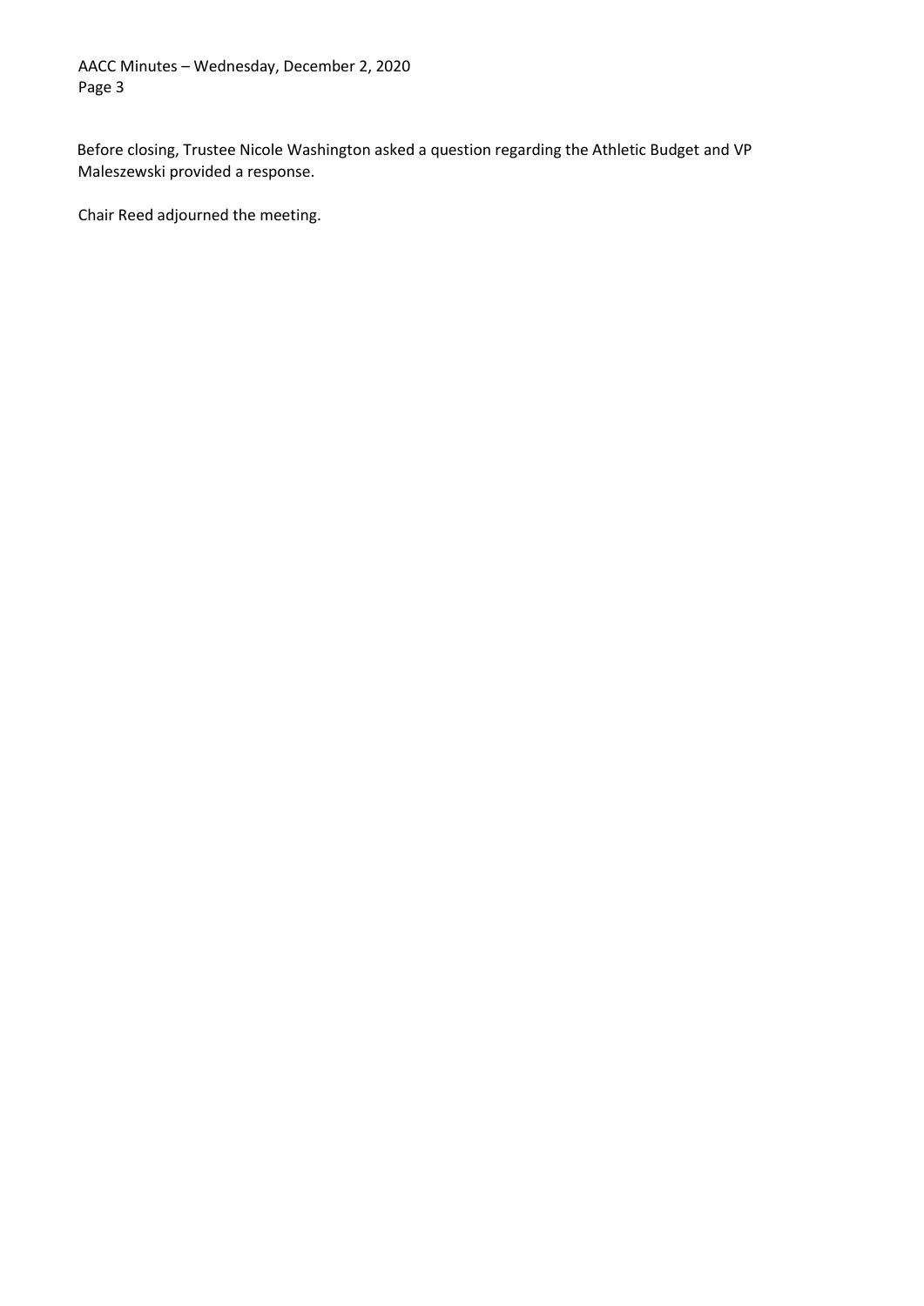Before closing, Trustee Nicole Washington asked a question regarding the Athletic Budget and VP Maleszewski provided a response.

Chair Reed adjourned the meeting.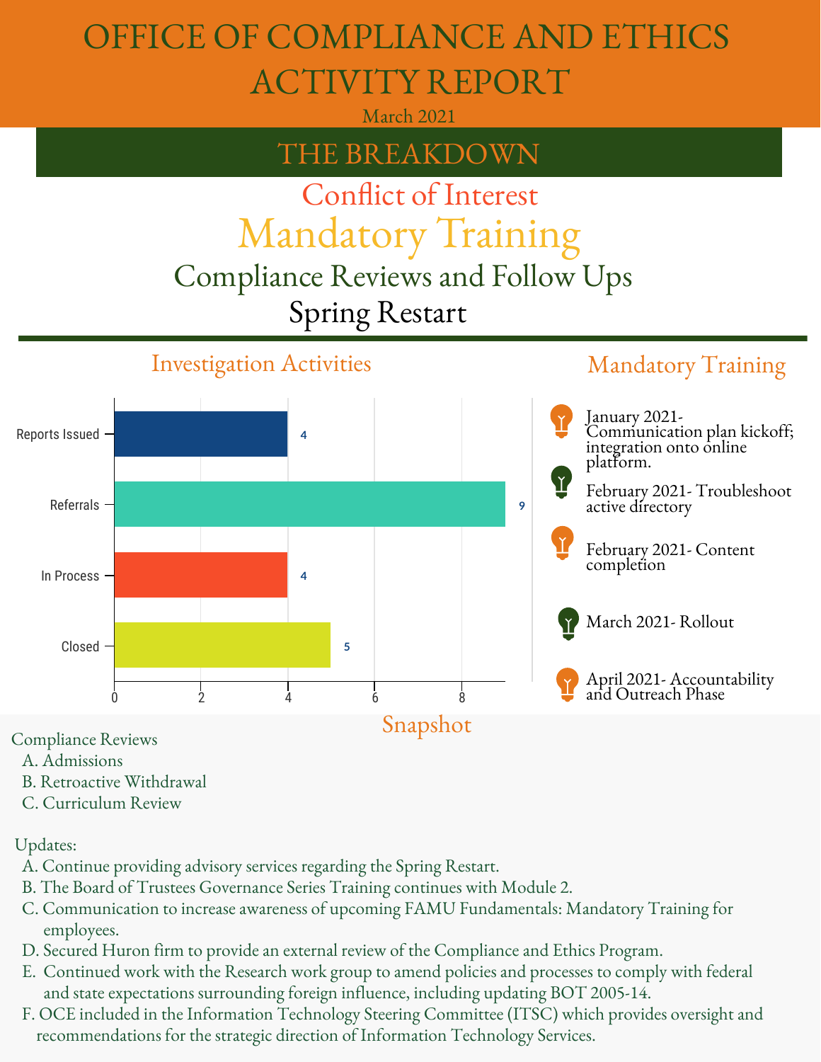# OFFICE OF COMPLIANCE AND ETHICS ACTIVITY REPORT

March 2021

## THE BREAKDOWN

Conflict of Interest

Mandatory Training

Compliance Reviews and Follow Ups

Spring Restart

## Investigation Activities

| Category | Count |
| --- | --- |
| Reports Issued | 4 |
| Referrals | 9 |
| In Process | 4 |
| Closed | 5 |

## Mandatory Training

- January 2021- Communication plan kickoff; integration onto online platform.
- February 2021- Troubleshoot active directory
- February 2021- Content completion
- March 2021- Rollout
- April 2021- Accountability and Outreach Phase

## Snapshot

Compliance Reviews

A. Admissions
B. Retroactive Withdrawal
C. Curriculum Review

Updates:

A. Continue providing advisory services regarding the Spring Restart.
B. The Board of Trustees Governance Series Training continues with Module 2.
C. Communication to increase awareness of upcoming FAMU Fundamentals: Mandatory Training for employees.
D. Secured Huron firm to provide an external review of the Compliance and Ethics Program.
E. Continued work with the Research work group to amend policies and processes to comply with federal and state expectations surrounding foreign influence, including updating BOT 2005-14.
F. OCE included in the Information Technology Steering Committee (ITSC) which provides oversight and recommendations for the strategic direction of Information Technology Services.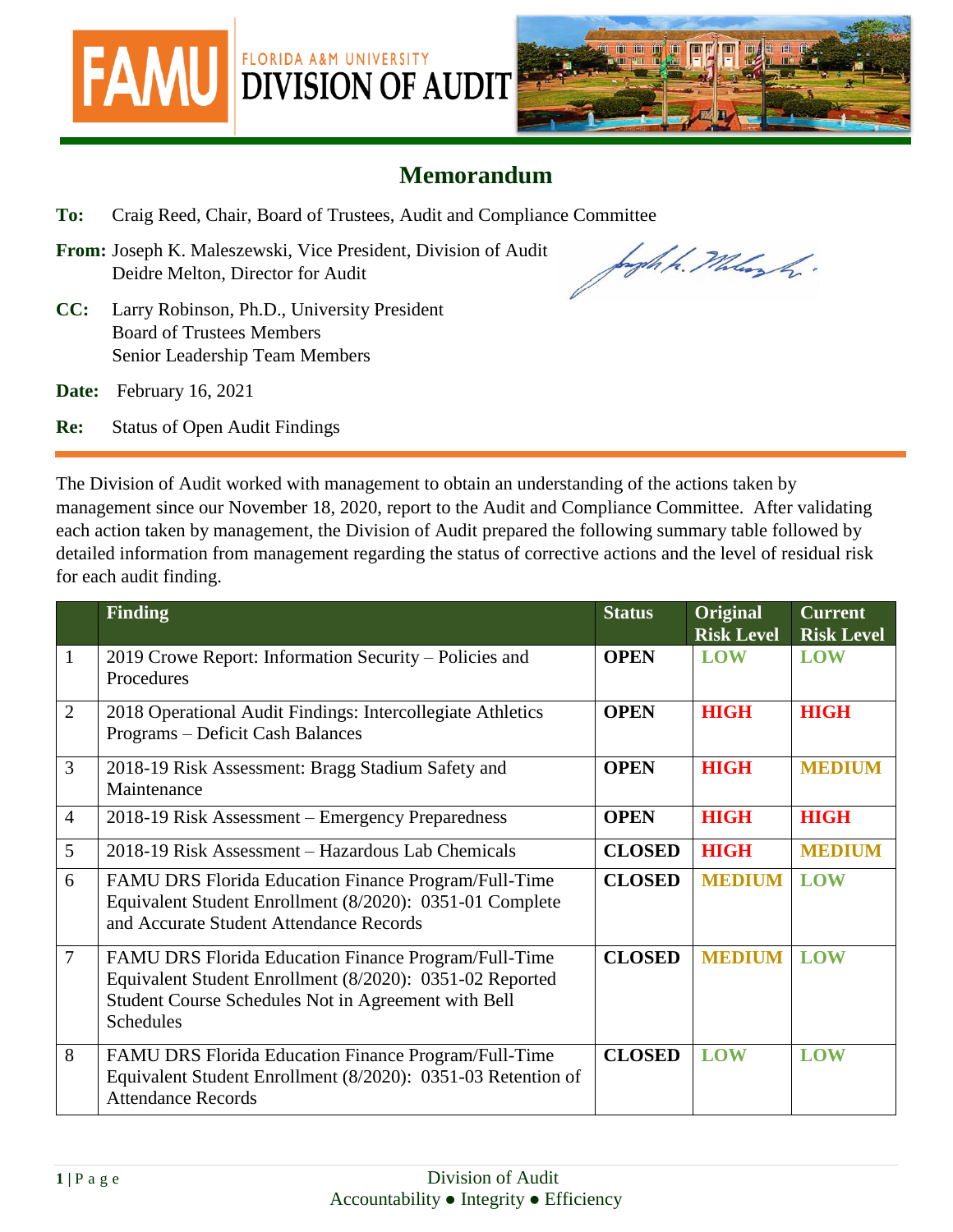FLORIDA A&M UNIVERSITY
DIVISION OF AUDIT

# Memorandum

**To:** Craig Reed, Chair, Board of Trustees, Audit and Compliance Committee

**From:** Joseph K. Maleszewski, Vice President, Division of Audit
Deidre Melton, Director for Audit

**CC:** Larry Robinson, Ph.D., University President
Board of Trustees Members
Senior Leadership Team Members

**Date:** February 16, 2021

**Re:** Status of Open Audit Findings

The Division of Audit worked with management to obtain an understanding of the actions taken by management since our November 18, 2020, report to the Audit and Compliance Committee. After validating each action taken by management, the Division of Audit prepared the following summary table followed by detailed information from management regarding the status of corrective actions and the level of residual risk for each audit finding.

| | Finding | Status | Original Risk Level | Current Risk Level |
|---|---|---|---|---|
| 1 | 2019 Crowe Report: Information Security – Policies and Procedures | **OPEN** | **LOW** | **LOW** |
| 2 | 2018 Operational Audit Findings: Intercollegiate Athletics Programs – Deficit Cash Balances | **OPEN** | **HIGH** | **HIGH** |
| 3 | 2018-19 Risk Assessment: Bragg Stadium Safety and Maintenance | **OPEN** | **HIGH** | **MEDIUM** |
| 4 | 2018-19 Risk Assessment – Emergency Preparedness | **OPEN** | **HIGH** | **HIGH** |
| 5 | 2018-19 Risk Assessment – Hazardous Lab Chemicals | **CLOSED** | **HIGH** | **MEDIUM** |
| 6 | FAMU DRS Florida Education Finance Program/Full-Time Equivalent Student Enrollment (8/2020): 0351-01 Complete and Accurate Student Attendance Records | **CLOSED** | **MEDIUM** | **LOW** |
| 7 | FAMU DRS Florida Education Finance Program/Full-Time Equivalent Student Enrollment (8/2020): 0351-02 Reported Student Course Schedules Not in Agreement with Bell Schedules | **CLOSED** | **MEDIUM** | **LOW** |
| 8 | FAMU DRS Florida Education Finance Program/Full-Time Equivalent Student Enrollment (8/2020): 0351-03 Retention of Attendance Records | **CLOSED** | **LOW** | **LOW** |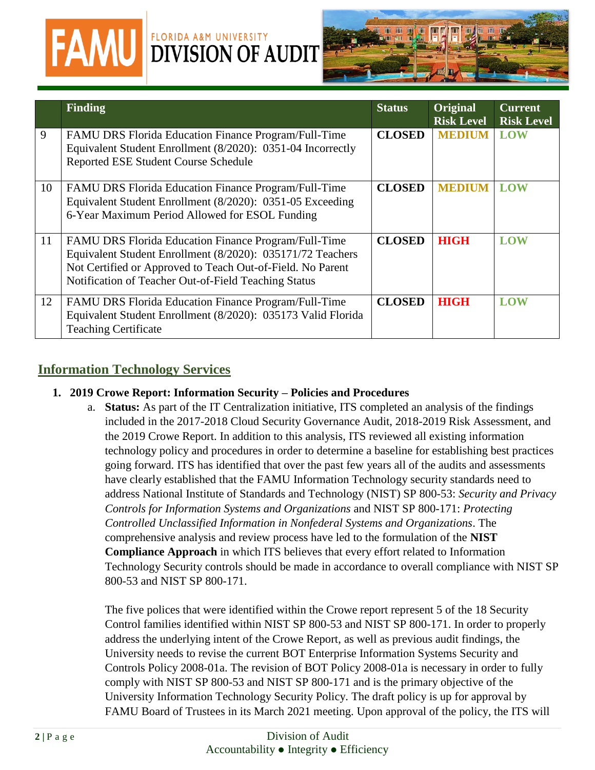| | Finding | Status | Original Risk Level | Current Risk Level |
|---|---|---|---|---|
| 9 | FAMU DRS Florida Education Finance Program/Full-Time Equivalent Student Enrollment (8/2020): 0351-04 Incorrectly Reported ESE Student Course Schedule | **CLOSED** | **MEDIUM** | **LOW** |
| 10 | FAMU DRS Florida Education Finance Program/Full-Time Equivalent Student Enrollment (8/2020): 0351-05 Exceeding 6-Year Maximum Period Allowed for ESOL Funding | **CLOSED** | **MEDIUM** | **LOW** |
| 11 | FAMU DRS Florida Education Finance Program/Full-Time Equivalent Student Enrollment (8/2020): 035171/72 Teachers Not Certified or Approved to Teach Out-of-Field. No Parent Notification of Teacher Out-of-Field Teaching Status | **CLOSED** | **HIGH** | **LOW** |
| 12 | FAMU DRS Florida Education Finance Program/Full-Time Equivalent Student Enrollment (8/2020): 035173 Valid Florida Teaching Certificate | **CLOSED** | **HIGH** | **LOW** |

## Information Technology Services

1. **2019 Crowe Report: Information Security – Policies and Procedures**
   a. **Status:** As part of the IT Centralization initiative, ITS completed an analysis of the findings included in the 2017-2018 Cloud Security Governance Audit, 2018-2019 Risk Assessment, and the 2019 Crowe Report. In addition to this analysis, ITS reviewed all existing information technology policy and procedures in order to determine a baseline for establishing best practices going forward. ITS has identified that over the past few years all of the audits and assessments have clearly established that the FAMU Information Technology security standards need to address National Institute of Standards and Technology (NIST) SP 800-53: *Security and Privacy Controls for Information Systems and Organizations* and NIST SP 800-171: *Protecting Controlled Unclassified Information in Nonfederal Systems and Organizations*. The comprehensive analysis and review process have led to the formulation of the **NIST Compliance Approach** in which ITS believes that every effort related to Information Technology Security controls should be made in accordance to overall compliance with NIST SP 800-53 and NIST SP 800-171.

   The five polices that were identified within the Crowe report represent 5 of the 18 Security Control families identified within NIST SP 800-53 and NIST SP 800-171. In order to properly address the underlying intent of the Crowe Report, as well as previous audit findings, the University needs to revise the current BOT Enterprise Information Systems Security and Controls Policy 2008-01a. The revision of BOT Policy 2008-01a is necessary in order to fully comply with NIST SP 800-53 and NIST SP 800-171 and is the primary objective of the University Information Technology Security Policy. The draft policy is up for approval by FAMU Board of Trustees in its March 2021 meeting. Upon approval of the policy, the ITS will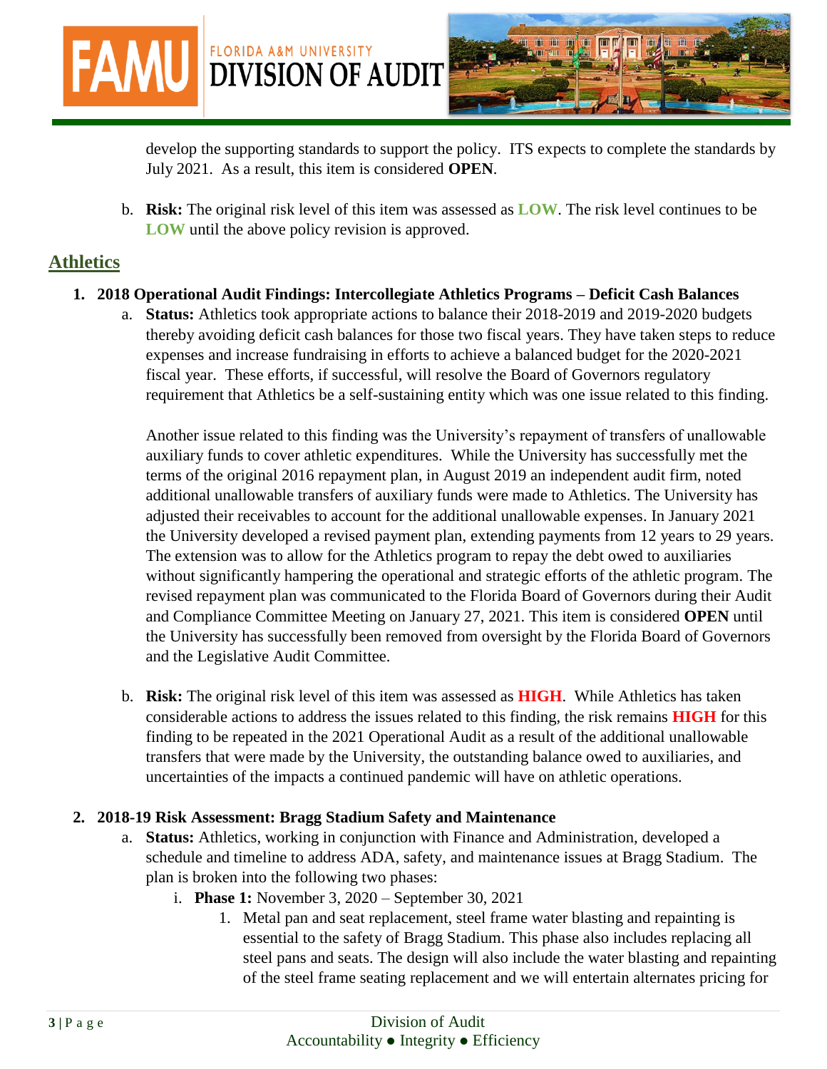develop the supporting standards to support the policy. ITS expects to complete the standards by July 2021. As a result, this item is considered **OPEN**.

b. **Risk:** The original risk level of this item was assessed as **LOW**. The risk level continues to be **LOW** until the above policy revision is approved.

## Athletics

1. **2018 Operational Audit Findings: Intercollegiate Athletics Programs – Deficit Cash Balances**

   a. **Status:** Athletics took appropriate actions to balance their 2018-2019 and 2019-2020 budgets thereby avoiding deficit cash balances for those two fiscal years. They have taken steps to reduce expenses and increase fundraising in efforts to achieve a balanced budget for the 2020-2021 fiscal year. These efforts, if successful, will resolve the Board of Governors regulatory requirement that Athletics be a self-sustaining entity which was one issue related to this finding.

   Another issue related to this finding was the University's repayment of transfers of unallowable auxiliary funds to cover athletic expenditures. While the University has successfully met the terms of the original 2016 repayment plan, in August 2019 an independent audit firm, noted additional unallowable transfers of auxiliary funds were made to Athletics. The University has adjusted their receivables to account for the additional unallowable expenses. In January 2021 the University developed a revised payment plan, extending payments from 12 years to 29 years. The extension was to allow for the Athletics program to repay the debt owed to auxiliaries without significantly hampering the operational and strategic efforts of the athletic program. The revised repayment plan was communicated to the Florida Board of Governors during their Audit and Compliance Committee Meeting on January 27, 2021. This item is considered **OPEN** until the University has successfully been removed from oversight by the Florida Board of Governors and the Legislative Audit Committee.

   b. **Risk:** The original risk level of this item was assessed as **HIGH**. While Athletics has taken considerable actions to address the issues related to this finding, the risk remains **HIGH** for this finding to be repeated in the 2021 Operational Audit as a result of the additional unallowable transfers that were made by the University, the outstanding balance owed to auxiliaries, and uncertainties of the impacts a continued pandemic will have on athletic operations.

2. **2018-19 Risk Assessment: Bragg Stadium Safety and Maintenance**

   a. **Status:** Athletics, working in conjunction with Finance and Administration, developed a schedule and timeline to address ADA, safety, and maintenance issues at Bragg Stadium. The plan is broken into the following two phases:

      i. **Phase 1:** November 3, 2020 – September 30, 2021

         1. Metal pan and seat replacement, steel frame water blasting and repainting is essential to the safety of Bragg Stadium. This phase also includes replacing all steel pans and seats. The design will also include the water blasting and repainting of the steel frame seating replacement and we will entertain alternates pricing for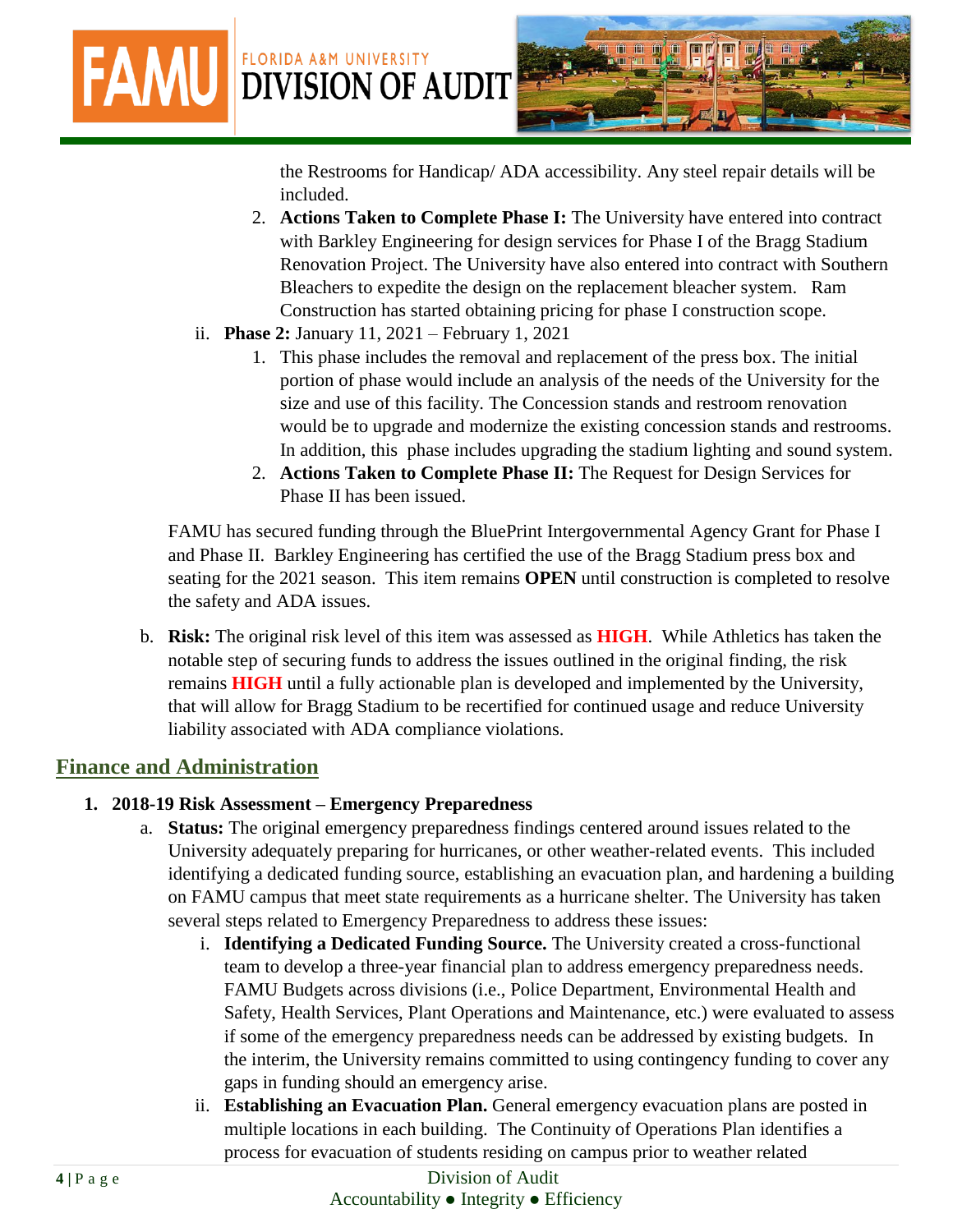the Restrooms for Handicap/ ADA accessibility. Any steel repair details will be included.

2. **Actions Taken to Complete Phase I:** The University have entered into contract with Barkley Engineering for design services for Phase I of the Bragg Stadium Renovation Project. The University have also entered into contract with Southern Bleachers to expedite the design on the replacement bleacher system. Ram Construction has started obtaining pricing for phase I construction scope.

ii. **Phase 2:** January 11, 2021 – February 1, 2021

1. This phase includes the removal and replacement of the press box. The initial portion of phase would include an analysis of the needs of the University for the size and use of this facility. The Concession stands and restroom renovation would be to upgrade and modernize the existing concession stands and restrooms. In addition, this phase includes upgrading the stadium lighting and sound system.
2. **Actions Taken to Complete Phase II:** The Request for Design Services for Phase II has been issued.

FAMU has secured funding through the BluePrint Intergovernmental Agency Grant for Phase I and Phase II. Barkley Engineering has certified the use of the Bragg Stadium press box and seating for the 2021 season. This item remains **OPEN** until construction is completed to resolve the safety and ADA issues.

b. **Risk:** The original risk level of this item was assessed as **HIGH**. While Athletics has taken the notable step of securing funds to address the issues outlined in the original finding, the risk remains **HIGH** until a fully actionable plan is developed and implemented by the University, that will allow for Bragg Stadium to be recertified for continued usage and reduce University liability associated with ADA compliance violations.

## Finance and Administration

**1. 2018-19 Risk Assessment – Emergency Preparedness**

a. **Status:** The original emergency preparedness findings centered around issues related to the University adequately preparing for hurricanes, or other weather-related events. This included identifying a dedicated funding source, establishing an evacuation plan, and hardening a building on FAMU campus that meet state requirements as a hurricane shelter. The University has taken several steps related to Emergency Preparedness to address these issues:

i. **Identifying a Dedicated Funding Source.** The University created a cross-functional team to develop a three-year financial plan to address emergency preparedness needs. FAMU Budgets across divisions (i.e., Police Department, Environmental Health and Safety, Health Services, Plant Operations and Maintenance, etc.) were evaluated to assess if some of the emergency preparedness needs can be addressed by existing budgets. In the interim, the University remains committed to using contingency funding to cover any gaps in funding should an emergency arise.

ii. **Establishing an Evacuation Plan.** General emergency evacuation plans are posted in multiple locations in each building. The Continuity of Operations Plan identifies a process for evacuation of students residing on campus prior to weather related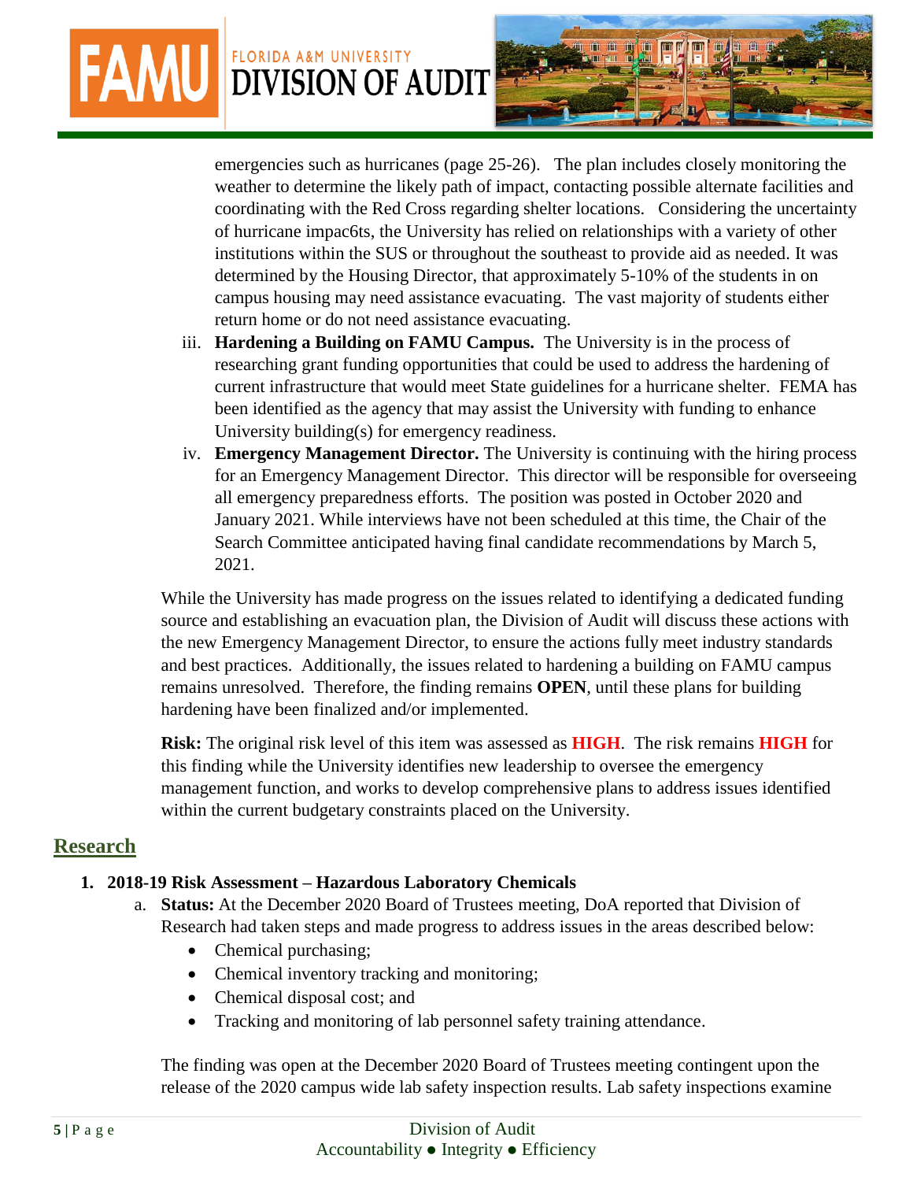emergencies such as hurricanes (page 25-26). The plan includes closely monitoring the weather to determine the likely path of impact, contacting possible alternate facilities and coordinating with the Red Cross regarding shelter locations. Considering the uncertainty of hurricane impac6ts, the University has relied on relationships with a variety of other institutions within the SUS or throughout the southeast to provide aid as needed. It was determined by the Housing Director, that approximately 5-10% of the students in on campus housing may need assistance evacuating. The vast majority of students either return home or do not need assistance evacuating.

iii. **Hardening a Building on FAMU Campus.** The University is in the process of researching grant funding opportunities that could be used to address the hardening of current infrastructure that would meet State guidelines for a hurricane shelter. FEMA has been identified as the agency that may assist the University with funding to enhance University building(s) for emergency readiness.

iv. **Emergency Management Director.** The University is continuing with the hiring process for an Emergency Management Director. This director will be responsible for overseeing all emergency preparedness efforts. The position was posted in October 2020 and January 2021. While interviews have not been scheduled at this time, the Chair of the Search Committee anticipated having final candidate recommendations by March 5, 2021.

While the University has made progress on the issues related to identifying a dedicated funding source and establishing an evacuation plan, the Division of Audit will discuss these actions with the new Emergency Management Director, to ensure the actions fully meet industry standards and best practices. Additionally, the issues related to hardening a building on FAMU campus remains unresolved. Therefore, the finding remains **OPEN**, until these plans for building hardening have been finalized and/or implemented.

**Risk:** The original risk level of this item was assessed as **HIGH**. The risk remains **HIGH** for this finding while the University identifies new leadership to oversee the emergency management function, and works to develop comprehensive plans to address issues identified within the current budgetary constraints placed on the University.

## Research

1. **2018-19 Risk Assessment – Hazardous Laboratory Chemicals**
   a. **Status:** At the December 2020 Board of Trustees meeting, DoA reported that Division of Research had taken steps and made progress to address issues in the areas described below:
      - Chemical purchasing;
      - Chemical inventory tracking and monitoring;
      - Chemical disposal cost; and
      - Tracking and monitoring of lab personnel safety training attendance.

   The finding was open at the December 2020 Board of Trustees meeting contingent upon the release of the 2020 campus wide lab safety inspection results. Lab safety inspections examine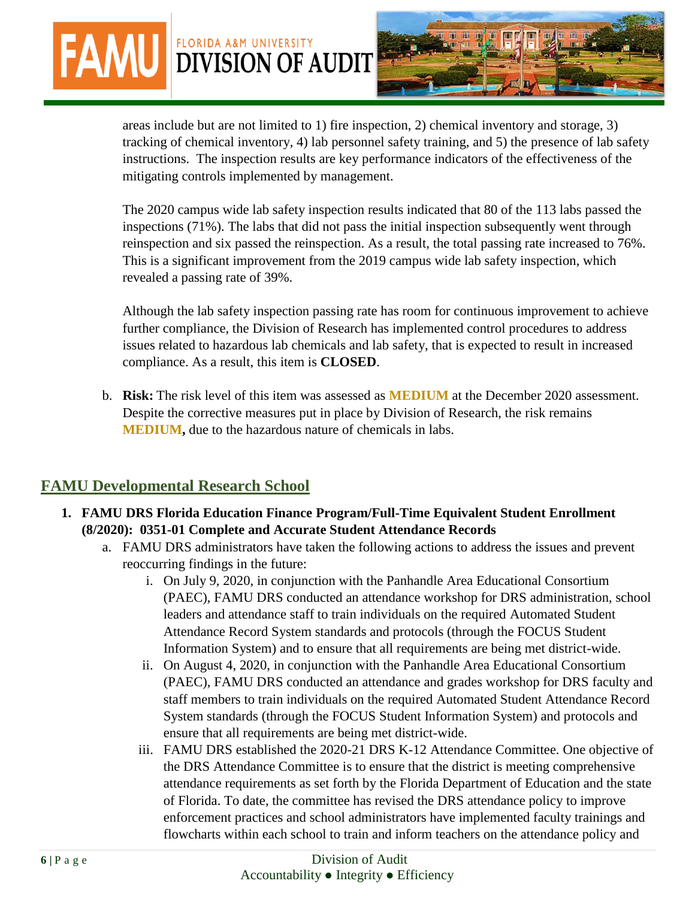areas include but are not limited to 1) fire inspection, 2) chemical inventory and storage, 3) tracking of chemical inventory, 4) lab personnel safety training, and 5) the presence of lab safety instructions. The inspection results are key performance indicators of the effectiveness of the mitigating controls implemented by management.

The 2020 campus wide lab safety inspection results indicated that 80 of the 113 labs passed the inspections (71%). The labs that did not pass the initial inspection subsequently went through reinspection and six passed the reinspection. As a result, the total passing rate increased to 76%. This is a significant improvement from the 2019 campus wide lab safety inspection, which revealed a passing rate of 39%.

Although the lab safety inspection passing rate has room for continuous improvement to achieve further compliance, the Division of Research has implemented control procedures to address issues related to hazardous lab chemicals and lab safety, that is expected to result in increased compliance. As a result, this item is **CLOSED**.

b. **Risk:** The risk level of this item was assessed as **MEDIUM** at the December 2020 assessment. Despite the corrective measures put in place by Division of Research, the risk remains **MEDIUM,** due to the hazardous nature of chemicals in labs.

## FAMU Developmental Research School

1. **FAMU DRS Florida Education Finance Program/Full-Time Equivalent Student Enrollment (8/2020): 0351-01 Complete and Accurate Student Attendance Records**
   a. FAMU DRS administrators have taken the following actions to address the issues and prevent reoccurring findings in the future:
      i. On July 9, 2020, in conjunction with the Panhandle Area Educational Consortium (PAEC), FAMU DRS conducted an attendance workshop for DRS administration, school leaders and attendance staff to train individuals on the required Automated Student Attendance Record System standards and protocols (through the FOCUS Student Information System) and to ensure that all requirements are being met district-wide.
      ii. On August 4, 2020, in conjunction with the Panhandle Area Educational Consortium (PAEC), FAMU DRS conducted an attendance and grades workshop for DRS faculty and staff members to train individuals on the required Automated Student Attendance Record System standards (through the FOCUS Student Information System) and protocols and ensure that all requirements are being met district-wide.
      iii. FAMU DRS established the 2020-21 DRS K-12 Attendance Committee. One objective of the DRS Attendance Committee is to ensure that the district is meeting comprehensive attendance requirements as set forth by the Florida Department of Education and the state of Florida. To date, the committee has revised the DRS attendance policy to improve enforcement practices and school administrators have implemented faculty trainings and flowcharts within each school to train and inform teachers on the attendance policy and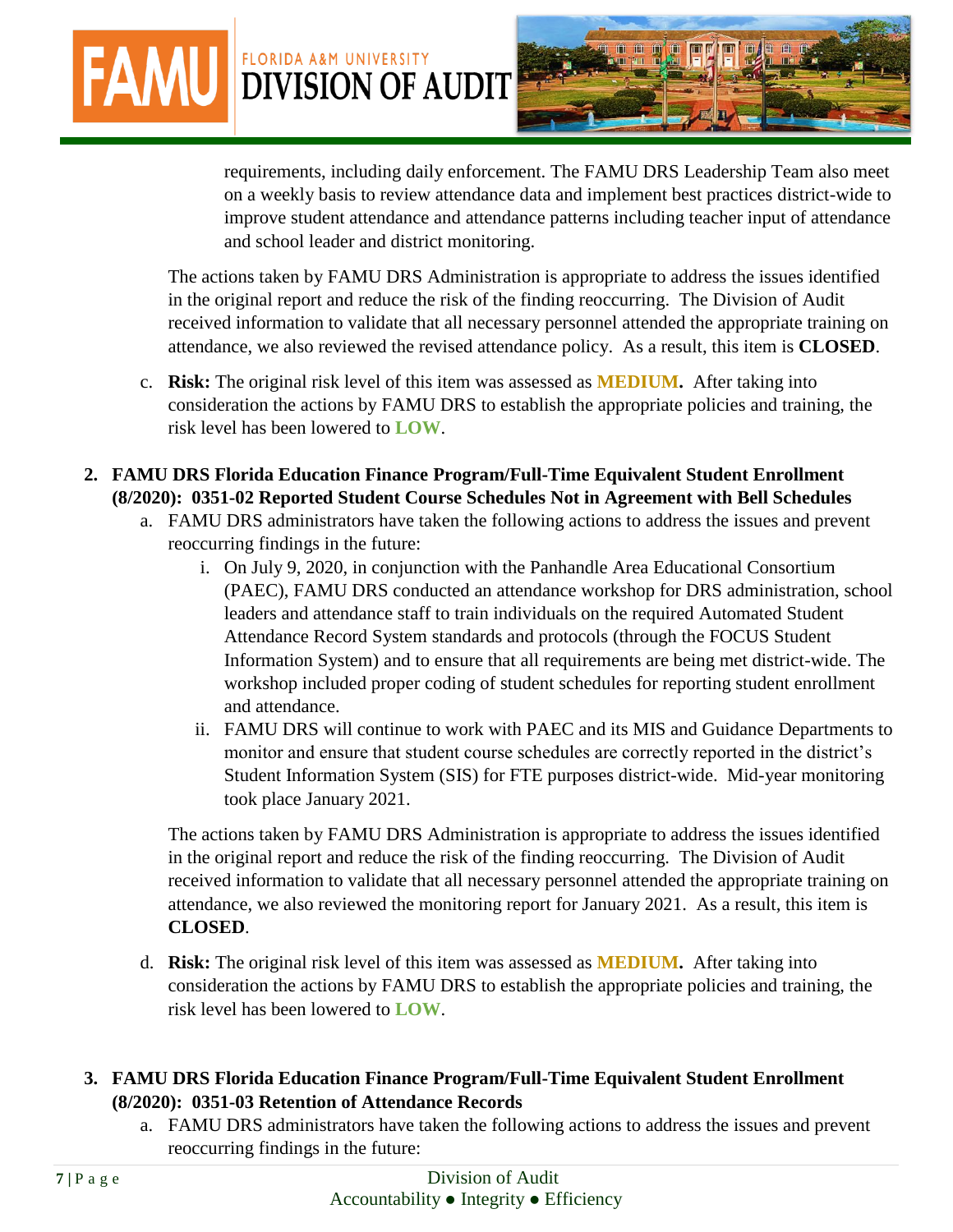requirements, including daily enforcement. The FAMU DRS Leadership Team also meet on a weekly basis to review attendance data and implement best practices district-wide to improve student attendance and attendance patterns including teacher input of attendance and school leader and district monitoring.

The actions taken by FAMU DRS Administration is appropriate to address the issues identified in the original report and reduce the risk of the finding reoccurring. The Division of Audit received information to validate that all necessary personnel attended the appropriate training on attendance, we also reviewed the revised attendance policy. As a result, this item is **CLOSED**.

c. **Risk:** The original risk level of this item was assessed as **MEDIUM.** After taking into consideration the actions by FAMU DRS to establish the appropriate policies and training, the risk level has been lowered to **LOW**.

2. **FAMU DRS Florida Education Finance Program/Full-Time Equivalent Student Enrollment (8/2020): 0351-02 Reported Student Course Schedules Not in Agreement with Bell Schedules**
   a. FAMU DRS administrators have taken the following actions to address the issues and prevent reoccurring findings in the future:
      i. On July 9, 2020, in conjunction with the Panhandle Area Educational Consortium (PAEC), FAMU DRS conducted an attendance workshop for DRS administration, school leaders and attendance staff to train individuals on the required Automated Student Attendance Record System standards and protocols (through the FOCUS Student Information System) and to ensure that all requirements are being met district-wide. The workshop included proper coding of student schedules for reporting student enrollment and attendance.
      ii. FAMU DRS will continue to work with PAEC and its MIS and Guidance Departments to monitor and ensure that student course schedules are correctly reported in the district's Student Information System (SIS) for FTE purposes district-wide. Mid-year monitoring took place January 2021.

   The actions taken by FAMU DRS Administration is appropriate to address the issues identified in the original report and reduce the risk of the finding reoccurring. The Division of Audit received information to validate that all necessary personnel attended the appropriate training on attendance, we also reviewed the monitoring report for January 2021. As a result, this item is **CLOSED**.

   d. **Risk:** The original risk level of this item was assessed as **MEDIUM.** After taking into consideration the actions by FAMU DRS to establish the appropriate policies and training, the risk level has been lowered to **LOW**.

3. **FAMU DRS Florida Education Finance Program/Full-Time Equivalent Student Enrollment (8/2020): 0351-03 Retention of Attendance Records**
   a. FAMU DRS administrators have taken the following actions to address the issues and prevent reoccurring findings in the future: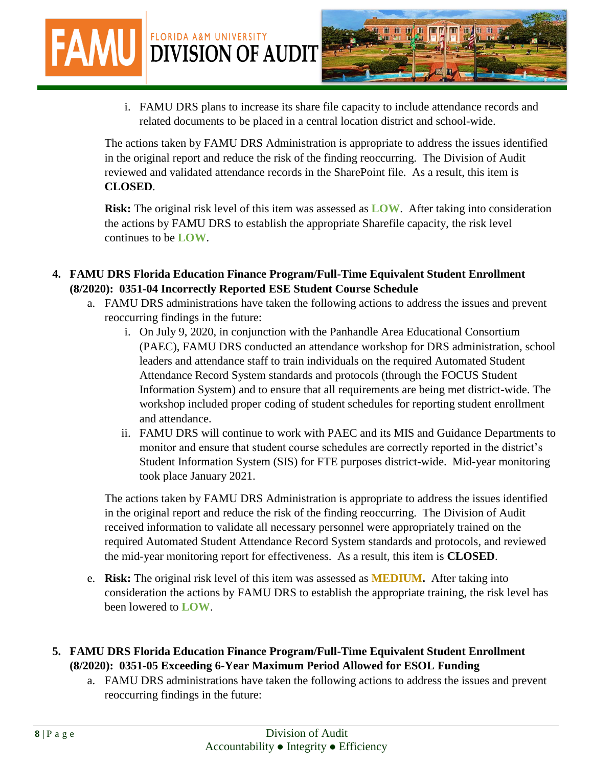i. FAMU DRS plans to increase its share file capacity to include attendance records and related documents to be placed in a central location district and school-wide.

The actions taken by FAMU DRS Administration is appropriate to address the issues identified in the original report and reduce the risk of the finding reoccurring. The Division of Audit reviewed and validated attendance records in the SharePoint file. As a result, this item is **CLOSED**.

**Risk:** The original risk level of this item was assessed as **LOW**. After taking into consideration the actions by FAMU DRS to establish the appropriate Sharefile capacity, the risk level continues to be **LOW**.

4. **FAMU DRS Florida Education Finance Program/Full-Time Equivalent Student Enrollment (8/2020): 0351-04 Incorrectly Reported ESE Student Course Schedule**
   a. FAMU DRS administrations have taken the following actions to address the issues and prevent reoccurring findings in the future:
      i. On July 9, 2020, in conjunction with the Panhandle Area Educational Consortium (PAEC), FAMU DRS conducted an attendance workshop for DRS administration, school leaders and attendance staff to train individuals on the required Automated Student Attendance Record System standards and protocols (through the FOCUS Student Information System) and to ensure that all requirements are being met district-wide. The workshop included proper coding of student schedules for reporting student enrollment and attendance.
      ii. FAMU DRS will continue to work with PAEC and its MIS and Guidance Departments to monitor and ensure that student course schedules are correctly reported in the district's Student Information System (SIS) for FTE purposes district-wide. Mid-year monitoring took place January 2021.

   The actions taken by FAMU DRS Administration is appropriate to address the issues identified in the original report and reduce the risk of the finding reoccurring. The Division of Audit received information to validate all necessary personnel were appropriately trained on the required Automated Student Attendance Record System standards and protocols, and reviewed the mid-year monitoring report for effectiveness. As a result, this item is **CLOSED**.

   e. **Risk:** The original risk level of this item was assessed as **MEDIUM.** After taking into consideration the actions by FAMU DRS to establish the appropriate training, the risk level has been lowered to **LOW**.

5. **FAMU DRS Florida Education Finance Program/Full-Time Equivalent Student Enrollment (8/2020): 0351-05 Exceeding 6-Year Maximum Period Allowed for ESOL Funding**
   a. FAMU DRS administrations have taken the following actions to address the issues and prevent reoccurring findings in the future: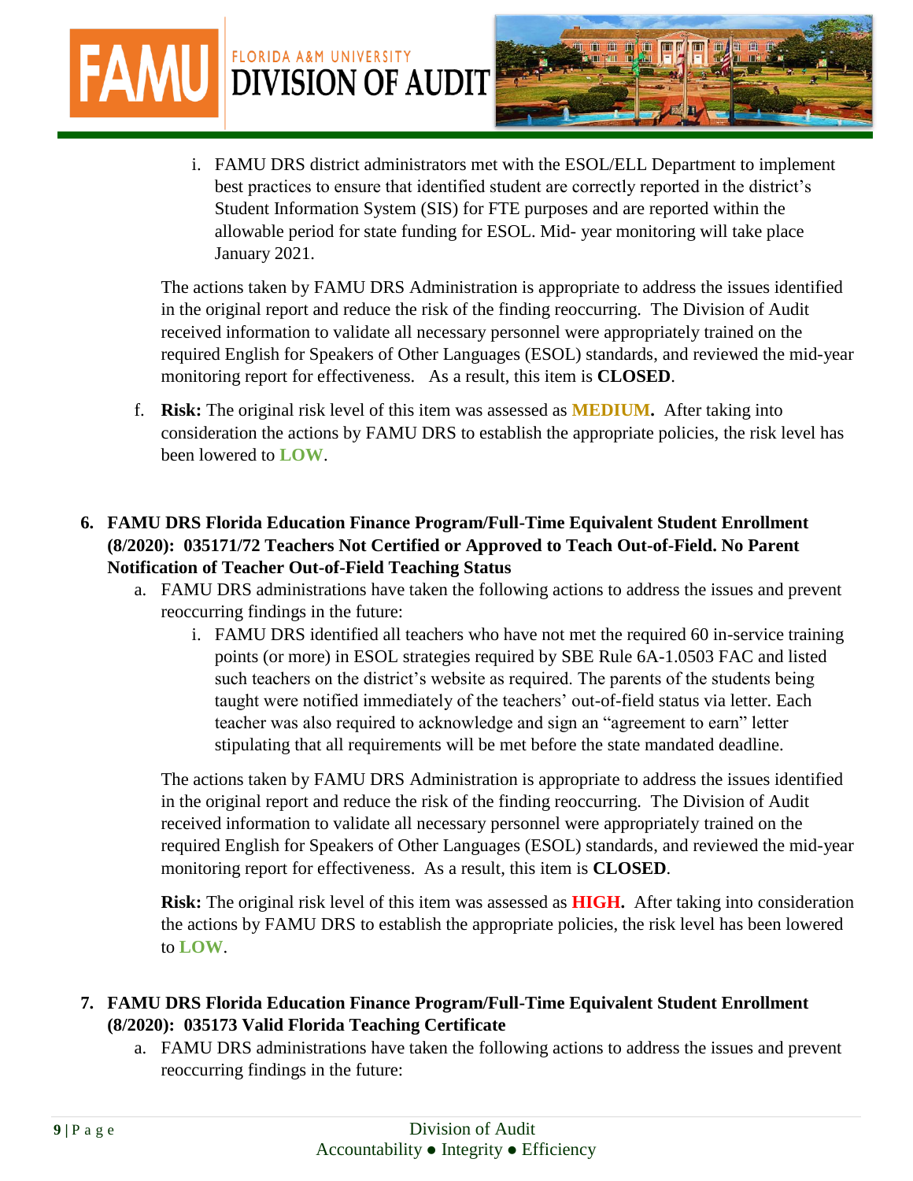i. FAMU DRS district administrators met with the ESOL/ELL Department to implement best practices to ensure that identified student are correctly reported in the district's Student Information System (SIS) for FTE purposes and are reported within the allowable period for state funding for ESOL. Mid- year monitoring will take place January 2021.

The actions taken by FAMU DRS Administration is appropriate to address the issues identified in the original report and reduce the risk of the finding reoccurring. The Division of Audit received information to validate all necessary personnel were appropriately trained on the required English for Speakers of Other Languages (ESOL) standards, and reviewed the mid-year monitoring report for effectiveness. As a result, this item is **CLOSED**.

f. **Risk:** The original risk level of this item was assessed as **MEDIUM.** After taking into consideration the actions by FAMU DRS to establish the appropriate policies, the risk level has been lowered to **LOW**.

**6. FAMU DRS Florida Education Finance Program/Full-Time Equivalent Student Enrollment (8/2020): 035171/72 Teachers Not Certified or Approved to Teach Out-of-Field. No Parent Notification of Teacher Out-of-Field Teaching Status**

a. FAMU DRS administrations have taken the following actions to address the issues and prevent reoccurring findings in the future:

i. FAMU DRS identified all teachers who have not met the required 60 in-service training points (or more) in ESOL strategies required by SBE Rule 6A-1.0503 FAC and listed such teachers on the district's website as required. The parents of the students being taught were notified immediately of the teachers' out-of-field status via letter. Each teacher was also required to acknowledge and sign an "agreement to earn" letter stipulating that all requirements will be met before the state mandated deadline.

The actions taken by FAMU DRS Administration is appropriate to address the issues identified in the original report and reduce the risk of the finding reoccurring. The Division of Audit received information to validate all necessary personnel were appropriately trained on the required English for Speakers of Other Languages (ESOL) standards, and reviewed the mid-year monitoring report for effectiveness. As a result, this item is **CLOSED**.

**Risk:** The original risk level of this item was assessed as **HIGH.** After taking into consideration the actions by FAMU DRS to establish the appropriate policies, the risk level has been lowered to **LOW**.

**7. FAMU DRS Florida Education Finance Program/Full-Time Equivalent Student Enrollment (8/2020): 035173 Valid Florida Teaching Certificate**

a. FAMU DRS administrations have taken the following actions to address the issues and prevent reoccurring findings in the future: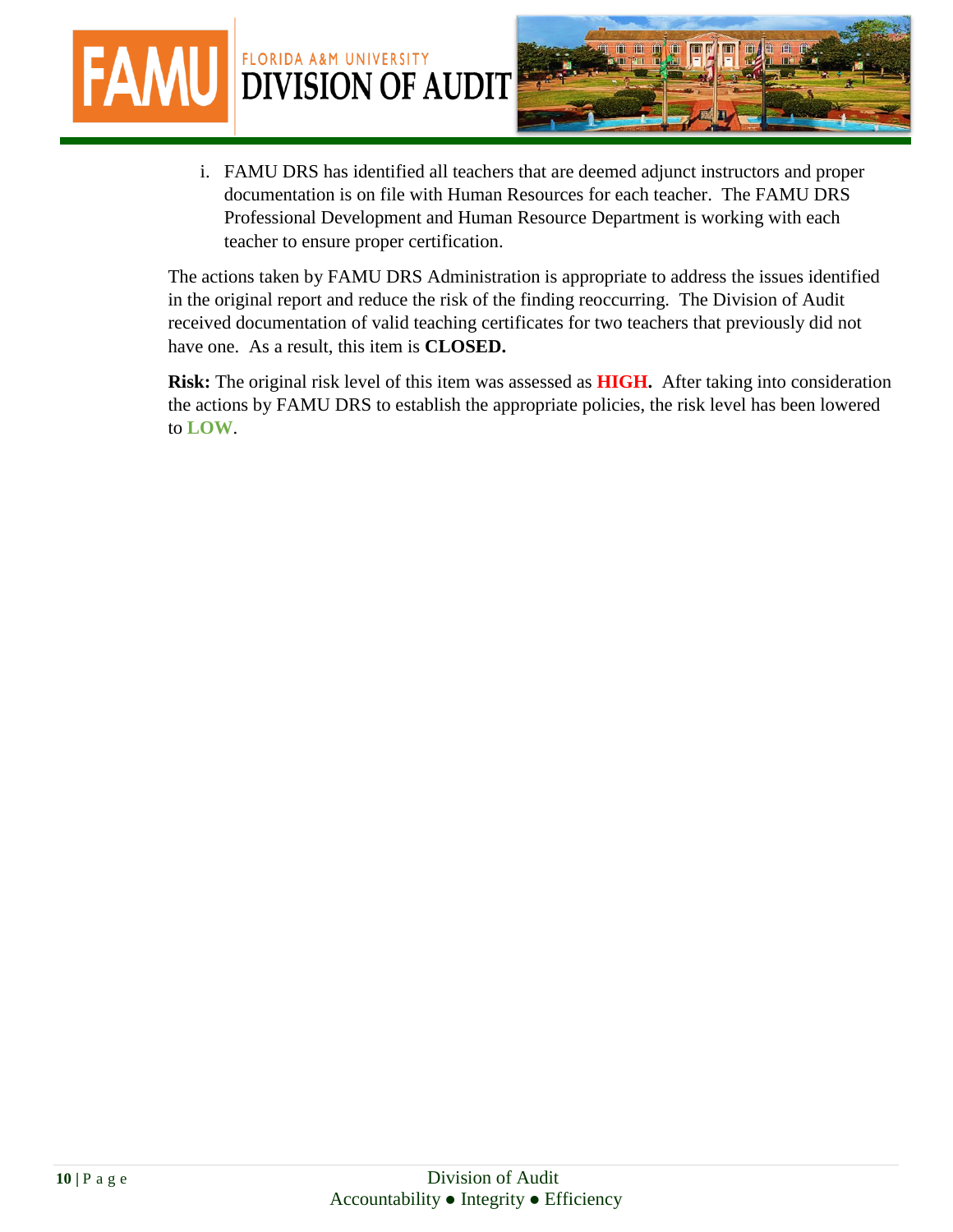i. FAMU DRS has identified all teachers that are deemed adjunct instructors and proper documentation is on file with Human Resources for each teacher. The FAMU DRS Professional Development and Human Resource Department is working with each teacher to ensure proper certification.

The actions taken by FAMU DRS Administration is appropriate to address the issues identified in the original report and reduce the risk of the finding reoccurring. The Division of Audit received documentation of valid teaching certificates for two teachers that previously did not have one. As a result, this item is **CLOSED.**

**Risk:** The original risk level of this item was assessed as **HIGH.** After taking into consideration the actions by FAMU DRS to establish the appropriate policies, the risk level has been lowered to **LOW**.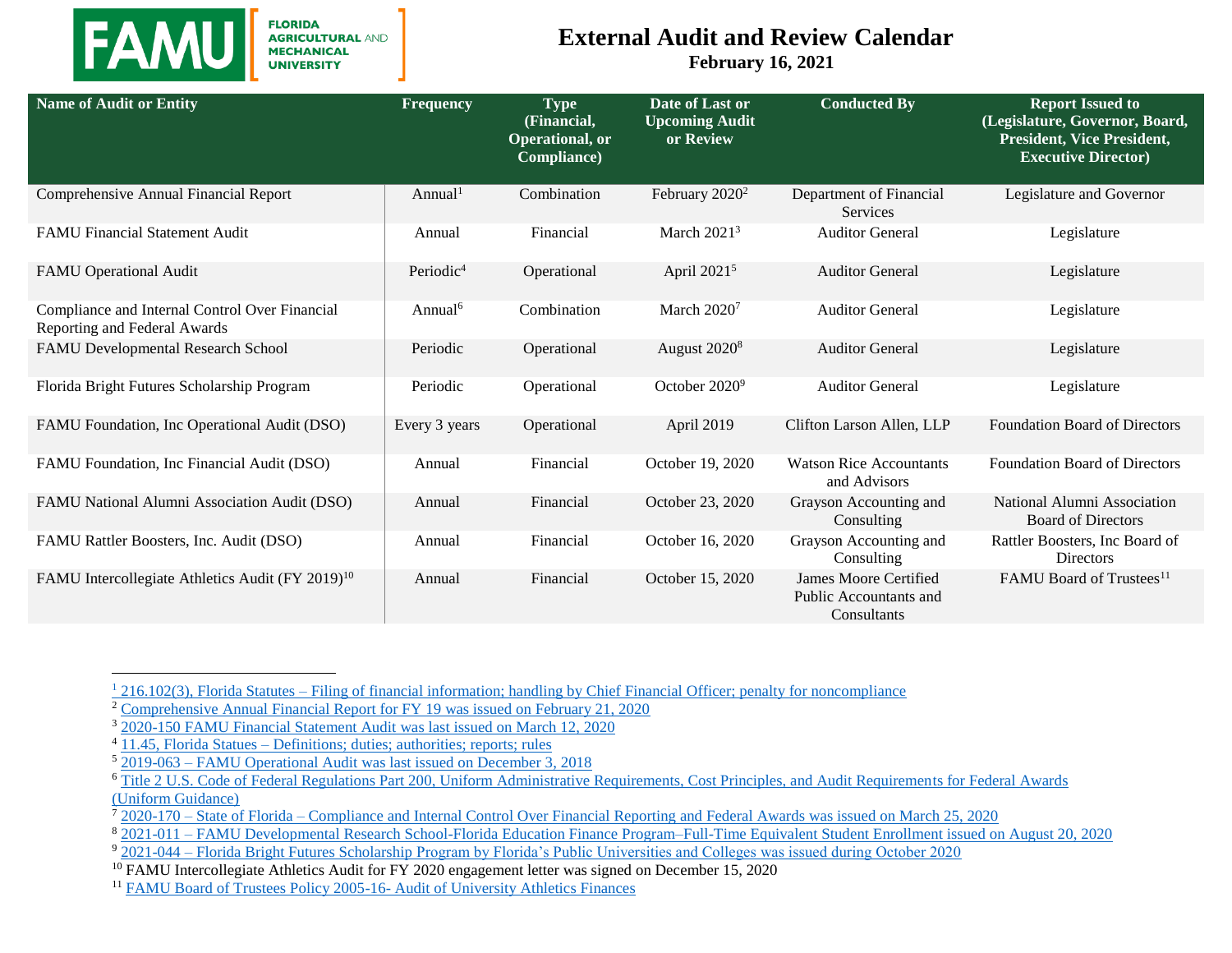FAMU | FLORIDA AGRICULTURAL AND MECHANICAL UNIVERSITY

# External Audit and Review Calendar

**February 16, 2021**

| Name of Audit or Entity | Frequency | Type (Financial, Operational, or Compliance) | Date of Last or Upcoming Audit or Review | Conducted By | Report Issued to (Legislature, Governor, Board, President, Vice President, Executive Director) |
|---|---|---|---|---|---|
| Comprehensive Annual Financial Report | Annual[1] | Combination | February 2020[2] | Department of Financial Services | Legislature and Governor |
| FAMU Financial Statement Audit | Annual | Financial | March 2021[3] | Auditor General | Legislature |
| FAMU Operational Audit | Periodic[4] | Operational | April 2021[5] | Auditor General | Legislature |
| Compliance and Internal Control Over Financial Reporting and Federal Awards | Annual[6] | Combination | March 2020[7] | Auditor General | Legislature |
| FAMU Developmental Research School | Periodic | Operational | August 2020[8] | Auditor General | Legislature |
| Florida Bright Futures Scholarship Program | Periodic | Operational | October 2020[9] | Auditor General | Legislature |
| FAMU Foundation, Inc Operational Audit (DSO) | Every 3 years | Operational | April 2019 | Clifton Larson Allen, LLP | Foundation Board of Directors |
| FAMU Foundation, Inc Financial Audit (DSO) | Annual | Financial | October 19, 2020 | Watson Rice Accountants and Advisors | Foundation Board of Directors |
| FAMU National Alumni Association Audit (DSO) | Annual | Financial | October 23, 2020 | Grayson Accounting and Consulting | National Alumni Association Board of Directors |
| FAMU Rattler Boosters, Inc. Audit (DSO) | Annual | Financial | October 16, 2020 | Grayson Accounting and Consulting | Rattler Boosters, Inc Board of Directors |
| FAMU Intercollegiate Athletics Audit (FY 2019)[10] | Annual | Financial | October 15, 2020 | James Moore Certified Public Accountants and Consultants | FAMU Board of Trustees[11] |

---

[1] 216.102(3), Florida Statutes – Filing of financial information; handling by Chief Financial Officer; penalty for noncompliance
[2] Comprehensive Annual Financial Report for FY 19 was issued on February 21, 2020
[3] 2020-150 FAMU Financial Statement Audit was last issued on March 12, 2020
[4] 11.45, Florida Statues – Definitions; duties; authorities; reports; rules
[5] 2019-063 – FAMU Operational Audit was last issued on December 3, 2018
[6] Title 2 U.S. Code of Federal Regulations Part 200, Uniform Administrative Requirements, Cost Principles, and Audit Requirements for Federal Awards (Uniform Guidance)
[7] 2020-170 – State of Florida – Compliance and Internal Control Over Financial Reporting and Federal Awards was issued on March 25, 2020
[8] 2021-011 – FAMU Developmental Research School-Florida Education Finance Program–Full-Time Equivalent Student Enrollment issued on August 20, 2020
[9] 2021-044 – Florida Bright Futures Scholarship Program by Florida's Public Universities and Colleges was issued during October 2020
[10] FAMU Intercollegiate Athletics Audit for FY 2020 engagement letter was signed on December 15, 2020
[11] FAMU Board of Trustees Policy 2005-16- Audit of University Athletics Finances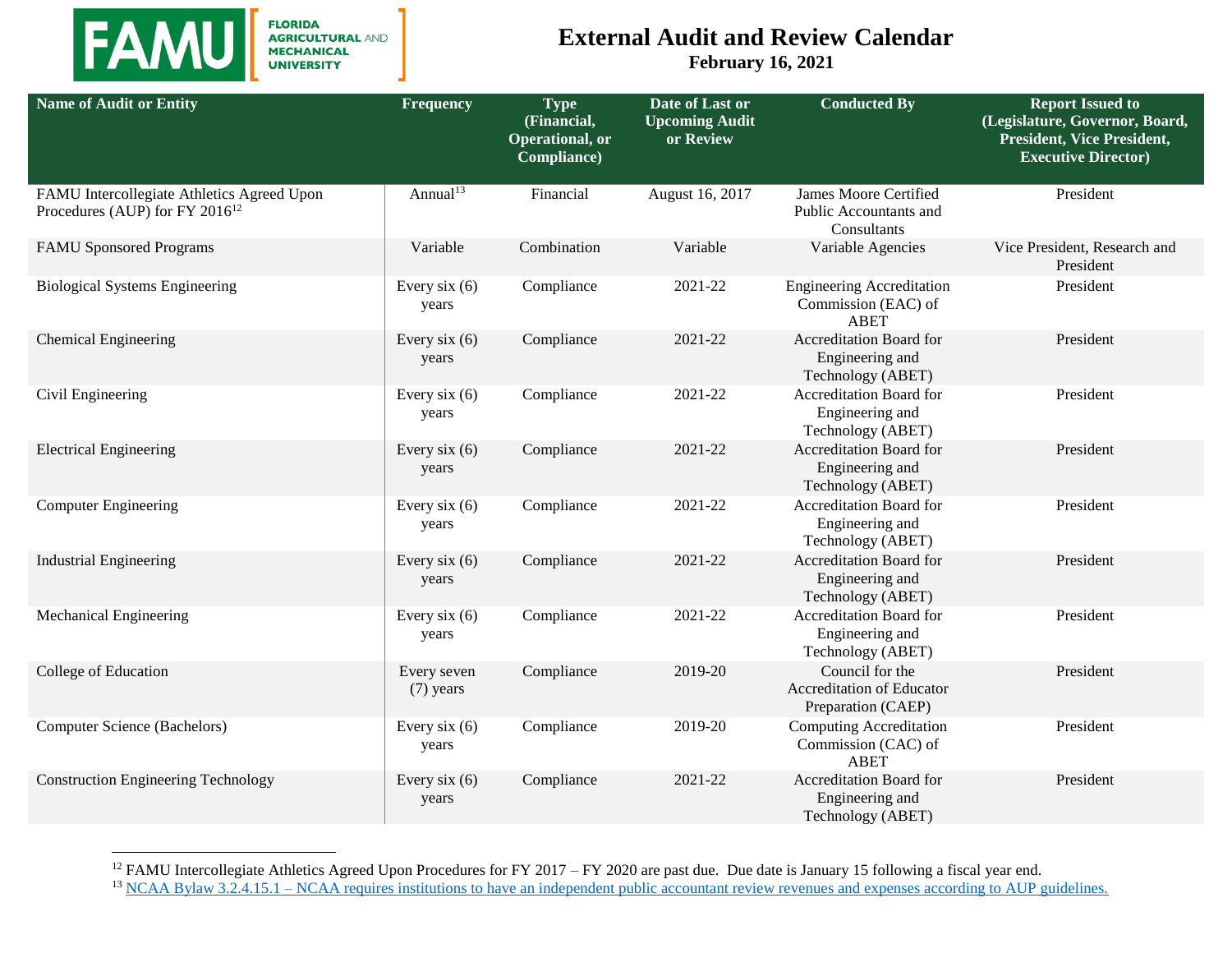# External Audit and Review Calendar

**February 16, 2021**

| Name of Audit or Entity | Frequency | Type (Financial, Operational, or Compliance) | Date of Last or Upcoming Audit or Review | Conducted By | Report Issued to (Legislature, Governor, Board, President, Vice President, Executive Director) |
|---|---|---|---|---|---|
| FAMU Intercollegiate Athletics Agreed Upon Procedures (AUP) for FY 2016[12] | Annual[13] | Financial | August 16, 2017 | James Moore Certified Public Accountants and Consultants | President |
| FAMU Sponsored Programs | Variable | Combination | Variable | Variable Agencies | Vice President, Research and President |
| Biological Systems Engineering | Every six (6) years | Compliance | 2021-22 | Engineering Accreditation Commission (EAC) of ABET | President |
| Chemical Engineering | Every six (6) years | Compliance | 2021-22 | Accreditation Board for Engineering and Technology (ABET) | President |
| Civil Engineering | Every six (6) years | Compliance | 2021-22 | Accreditation Board for Engineering and Technology (ABET) | President |
| Electrical Engineering | Every six (6) years | Compliance | 2021-22 | Accreditation Board for Engineering and Technology (ABET) | President |
| Computer Engineering | Every six (6) years | Compliance | 2021-22 | Accreditation Board for Engineering and Technology (ABET) | President |
| Industrial Engineering | Every six (6) years | Compliance | 2021-22 | Accreditation Board for Engineering and Technology (ABET) | President |
| Mechanical Engineering | Every six (6) years | Compliance | 2021-22 | Accreditation Board for Engineering and Technology (ABET) | President |
| College of Education | Every seven (7) years | Compliance | 2019-20 | Council for the Accreditation of Educator Preparation (CAEP) | President |
| Computer Science (Bachelors) | Every six (6) years | Compliance | 2019-20 | Computing Accreditation Commission (CAC) of ABET | President |
| Construction Engineering Technology | Every six (6) years | Compliance | 2021-22 | Accreditation Board for Engineering and Technology (ABET) | President |

[12] FAMU Intercollegiate Athletics Agreed Upon Procedures for FY 2017 – FY 2020 are past due. Due date is January 15 following a fiscal year end.

[13] NCAA Bylaw 3.2.4.15.1 – NCAA requires institutions to have an independent public accountant review revenues and expenses according to AUP guidelines.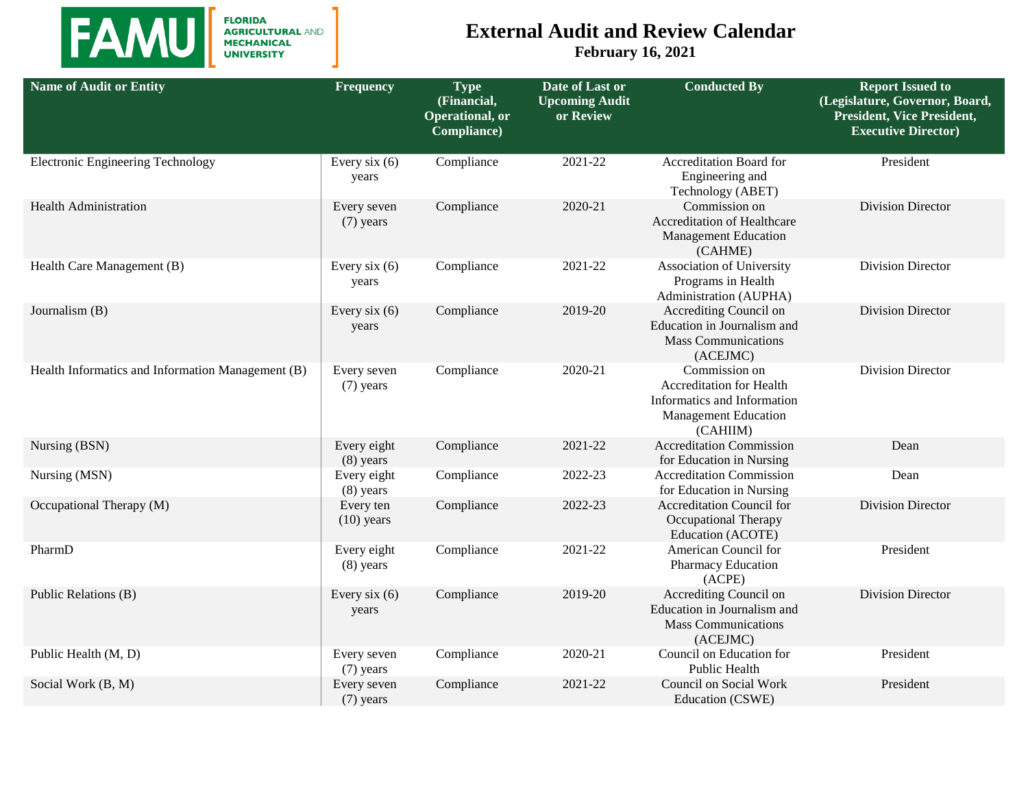FAMU | FLORIDA AGRICULTURAL AND MECHANICAL UNIVERSITY

# External Audit and Review Calendar

**February 16, 2021**

| Name of Audit or Entity | Frequency | Type (Financial, Operational, or Compliance) | Date of Last or Upcoming Audit or Review | Conducted By | Report Issued to (Legislature, Governor, Board, President, Vice President, Executive Director) |
|---|---|---|---|---|---|
| Electronic Engineering Technology | Every six (6) years | Compliance | 2021-22 | Accreditation Board for Engineering and Technology (ABET) | President |
| Health Administration | Every seven (7) years | Compliance | 2020-21 | Commission on Accreditation of Healthcare Management Education (CAHME) | Division Director |
| Health Care Management (B) | Every six (6) years | Compliance | 2021-22 | Association of University Programs in Health Administration (AUPHA) | Division Director |
| Journalism (B) | Every six (6) years | Compliance | 2019-20 | Accrediting Council on Education in Journalism and Mass Communications (ACEJMC) | Division Director |
| Health Informatics and Information Management (B) | Every seven (7) years | Compliance | 2020-21 | Commission on Accreditation for Health Informatics and Information Management Education (CAHIIM) | Division Director |
| Nursing (BSN) | Every eight (8) years | Compliance | 2021-22 | Accreditation Commission for Education in Nursing | Dean |
| Nursing (MSN) | Every eight (8) years | Compliance | 2022-23 | Accreditation Commission for Education in Nursing | Dean |
| Occupational Therapy (M) | Every ten (10) years | Compliance | 2022-23 | Accreditation Council for Occupational Therapy Education (ACOTE) | Division Director |
| PharmD | Every eight (8) years | Compliance | 2021-22 | American Council for Pharmacy Education (ACPE) | President |
| Public Relations (B) | Every six (6) years | Compliance | 2019-20 | Accrediting Council on Education in Journalism and Mass Communications (ACEJMC) | Division Director |
| Public Health (M, D) | Every seven (7) years | Compliance | 2020-21 | Council on Education for Public Health | President |
| Social Work (B, M) | Every seven (7) years | Compliance | 2021-22 | Council on Social Work Education (CSWE) | President |